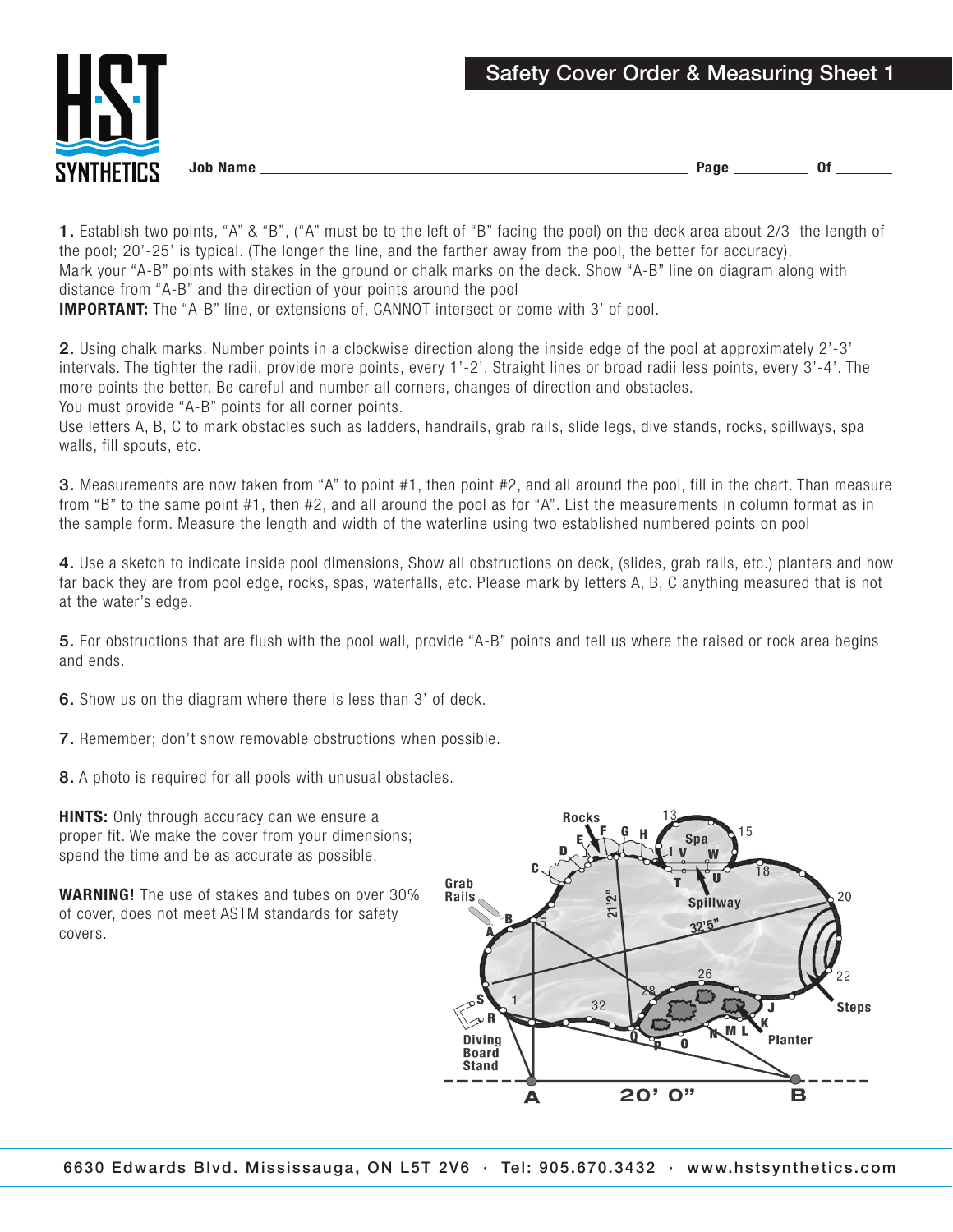# Safety Cover Order & Measuring Sheet 1

**Job Name** ______________________ **Page** ________ **Of** ________

**1.** Establish two points, "A" & "B", ("A" must be to the left of "B" facing the pool) on the deck area about 2/3 the length of the pool; 20'-25' is typical. (The longer the line, and the farther away from the pool, the better for accuracy). Mark your "A-B" points with stakes in the ground or chalk marks on the deck. Show "A-B" line on diagram along with distance from "A-B" and the direction of your points around the pool

**IMPORTANT:** The "A-B" line, or extensions of, CANNOT intersect or come with 3' of pool.

**2.** Using chalk marks. Number points in a clockwise direction along the inside edge of the pool at approximately 2'-3' intervals. The tighter the radii, provide more points, every 1'-2'. Straight lines or broad radii less points, every 3'-4'. The more points the better. Be careful and number all corners, changes of direction and obstacles.

You must provide "A-B" points for all corner points.

Use letters A, B, C to mark obstacles such as ladders, handrails, grab rails, slide legs, dive stands, rocks, spillways, spa walls, fill spouts, etc.

**3.** Measurements are now taken from "A" to point #1, then point #2, and all around the pool, fill in the chart. Than measure from "B" to the same point #1, then #2, and all around the pool as for "A". List the measurements in column format as in the sample form. Measure the length and width of the waterline using two established numbered points on pool

**4.** Use a sketch to indicate inside pool dimensions, Show all obstructions on deck, (slides, grab rails, etc.) planters and how far back they are from pool edge, rocks, spas, waterfalls, etc. Please mark by letters A, B, C anything measured that is not at the water's edge.

**5.** For obstructions that are flush with the pool wall, provide "A-B" points and tell us where the raised or rock area begins and ends.

**6.** Show us on the diagram where there is less than 3' of deck.

**7.** Remember; don't show removable obstructions when possible.

**8.** A photo is required for all pools with unusual obstacles.

**HINTS:** Only through accuracy can we ensure a proper fit. We make the cover from your dimensions; spend the time and be as accurate as possible.

**WARNING!** The use of stakes and tubes on over 30% of cover, does not meet ASTM standards for safety covers.

6630 Edwards Blvd. Mississauga, ON L5T 2V6 · Tel: 905.670.3432 · www.hstsynthetics.com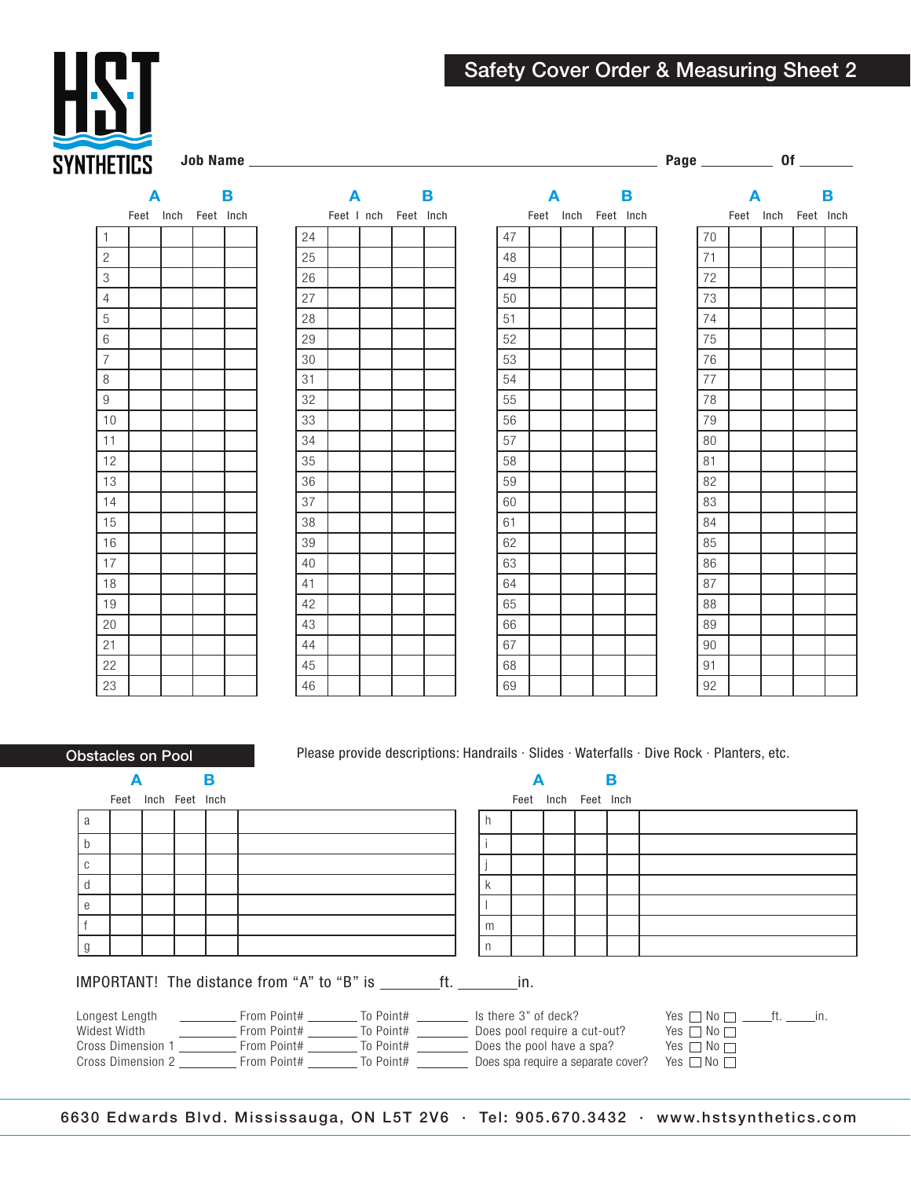HST SYNTHETICS

# Safety Cover Order & Measuring Sheet 2

**Job Name** ______________________________ **Page** ________ **Of** ________

| | A | | B | | | | A | | B | | | | A | | B | | | | A | | B | |
|---|---|---|---|---|---|---|---|---|---|---|---|---|---|---|---|---|---|---|---|---|---|---|
| | Feet | Inch | Feet | Inch | | | Feet | Inch | Feet | Inch | | | Feet | Inch | Feet | Inch | | | Feet | Inch | Feet | Inch |
| 1 | | | | | | 24 | | | | | | 47 | | | | | | 70 | | | | |
| 2 | | | | | | 25 | | | | | | 48 | | | | | | 71 | | | | |
| 3 | | | | | | 26 | | | | | | 49 | | | | | | 72 | | | | |
| 4 | | | | | | 27 | | | | | | 50 | | | | | | 73 | | | | |
| 5 | | | | | | 28 | | | | | | 51 | | | | | | 74 | | | | |
| 6 | | | | | | 29 | | | | | | 52 | | | | | | 75 | | | | |
| 7 | | | | | | 30 | | | | | | 53 | | | | | | 76 | | | | |
| 8 | | | | | | 31 | | | | | | 54 | | | | | | 77 | | | | |
| 9 | | | | | | 32 | | | | | | 55 | | | | | | 78 | | | | |
| 10 | | | | | | 33 | | | | | | 56 | | | | | | 79 | | | | |
| 11 | | | | | | 34 | | | | | | 57 | | | | | | 80 | | | | |
| 12 | | | | | | 35 | | | | | | 58 | | | | | | 81 | | | | |
| 13 | | | | | | 36 | | | | | | 59 | | | | | | 82 | | | | |
| 14 | | | | | | 37 | | | | | | 60 | | | | | | 83 | | | | |
| 15 | | | | | | 38 | | | | | | 61 | | | | | | 84 | | | | |
| 16 | | | | | | 39 | | | | | | 62 | | | | | | 85 | | | | |
| 17 | | | | | | 40 | | | | | | 63 | | | | | | 86 | | | | |
| 18 | | | | | | 41 | | | | | | 64 | | | | | | 87 | | | | |
| 19 | | | | | | 42 | | | | | | 65 | | | | | | 88 | | | | |
| 20 | | | | | | 43 | | | | | | 66 | | | | | | 89 | | | | |
| 21 | | | | | | 44 | | | | | | 67 | | | | | | 90 | | | | |
| 22 | | | | | | 45 | | | | | | 68 | | | | | | 91 | | | | |
| 23 | | | | | | 46 | | | | | | 69 | | | | | | 92 | | | | |

## Obstacles on Pool

Please provide descriptions: Handrails · Slides · Waterfalls · Dive Rock · Planters, etc.

| | A | | B | | Description | | | A | | B | | Description |
|---|---|---|---|---|---|---|---|---|---|---|---|---|
| | Feet | Inch | Feet | Inch | | | | Feet | Inch | Feet | Inch | |
| a | | | | | | | h | | | | | |
| b | | | | | | | i | | | | | |
| c | | | | | | | j | | | | | |
| d | | | | | | | k | | | | | |
| e | | | | | | | l | | | | | |
| f | | | | | | | m | | | | | |
| g | | | | | | | n | | | | | |

IMPORTANT! The distance from "A" to "B" is ________ft. ________in.

Longest Length ________ From Point# ________ To Point# ________
Widest Width ________ From Point# ________ To Point# ________
Cross Dimension 1 ________ From Point# ________ To Point# ________
Cross Dimension 2 ________ From Point# ________ To Point# ________

Is there 3" of deck? Yes ☐ No ☐ ____ft. ____in.
Does pool require a cut-out? Yes ☐ No ☐
Does the pool have a spa? Yes ☐ No ☐
Does spa require a separate cover? Yes ☐ No ☐

6630 Edwards Blvd. Mississauga, ON L5T 2V6 · Tel: 905.670.3432 · www.hstsynthetics.com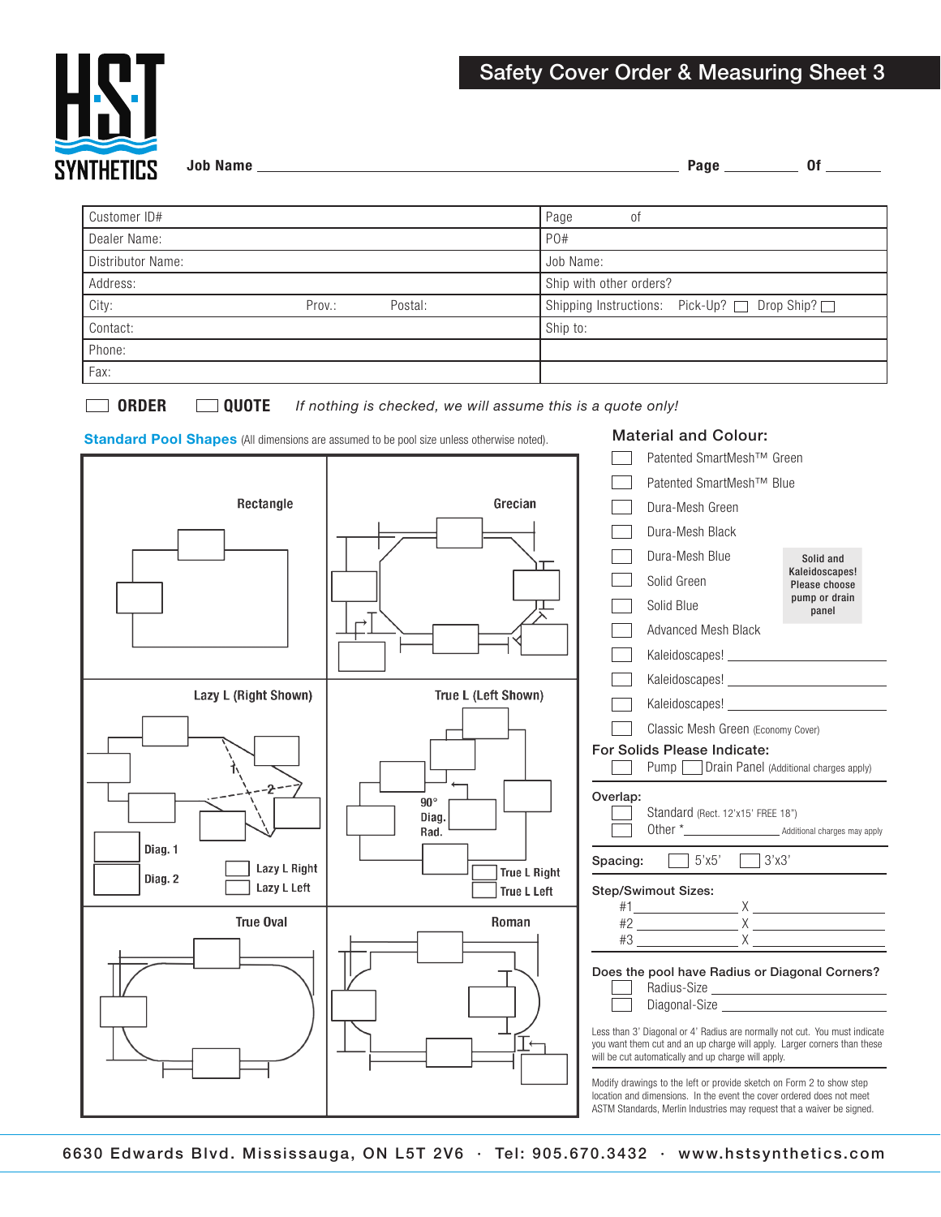# Safety Cover Order & Measuring Sheet 3

HST SYNTHETICS

**Job Name** ______________________________ **Page** ________ **Of** ________

| Customer ID# | Page of |
|---|---|
| Dealer Name: | PO# |
| Distributor Name: | Job Name: |
| Address: | Ship with other orders? |
| City: Prov.: Postal: | Shipping Instructions: Pick-Up? ☐ Drop Ship? ☐ |
| Contact: | Ship to: |
| Phone: | |
| Fax: | |

☐ **ORDER** ☐ **QUOTE** *If nothing is checked, we will assume this is a quote only!*

## Standard Pool Shapes (All dimensions are assumed to be pool size unless otherwise noted).

**Rectangle**

**Grecian**

**Lazy L (Right Shown)**

Diag. 1

Diag. 2

☐ Lazy L Right
☐ Lazy L Left

**True L (Left Shown)**

90° Diag. Rad.

☐ True L Right
☐ True L Left

**True Oval**

**Roman**

## Material and Colour:

- ☐ Patented SmartMesh™ Green
- ☐ Patented SmartMesh™ Blue
- ☐ Dura-Mesh Green
- ☐ Dura-Mesh Black
- ☐ Dura-Mesh Blue
- ☐ Solid Green
- ☐ Solid Blue
- ☐ Advanced Mesh Black
- ☐ Kaleidoscapes! ____________________
- ☐ Kaleidoscapes! ____________________
- ☐ Kaleidoscapes! ____________________
- ☐ Classic Mesh Green (Economy Cover)

Solid and Kaleidoscapes! Please choose pump or drain panel

## For Solids Please Indicate:

☐ Pump ☐ Drain Panel (Additional charges apply)

**Overlap:**

- ☐ Standard (Rect. 12'x15' FREE 18")
- ☐ Other * ____________ Additional charges may apply

**Spacing:** ☐ 5'x5' ☐ 3'x3'

**Step/Swimout Sizes:**

#1 ____________ X ____________
#2 ____________ X ____________
#3 ____________ X ____________

**Does the pool have Radius or Diagonal Corners?**

- ☐ Radius-Size ____________________
- ☐ Diagonal-Size ____________________

Less than 3' Diagonal or 4' Radius are normally not cut. You must indicate you want them cut and an up charge will apply. Larger corners than these will be cut automatically and up charge will apply.

Modify drawings to the left or provide sketch on Form 2 to show step location and dimensions. In the event the cover ordered does not meet ASTM Standards, Merlin Industries may request that a waiver be signed.

6630 Edwards Blvd. Mississauga, ON L5T 2V6 · Tel: 905.670.3432 · www.hstsynthetics.com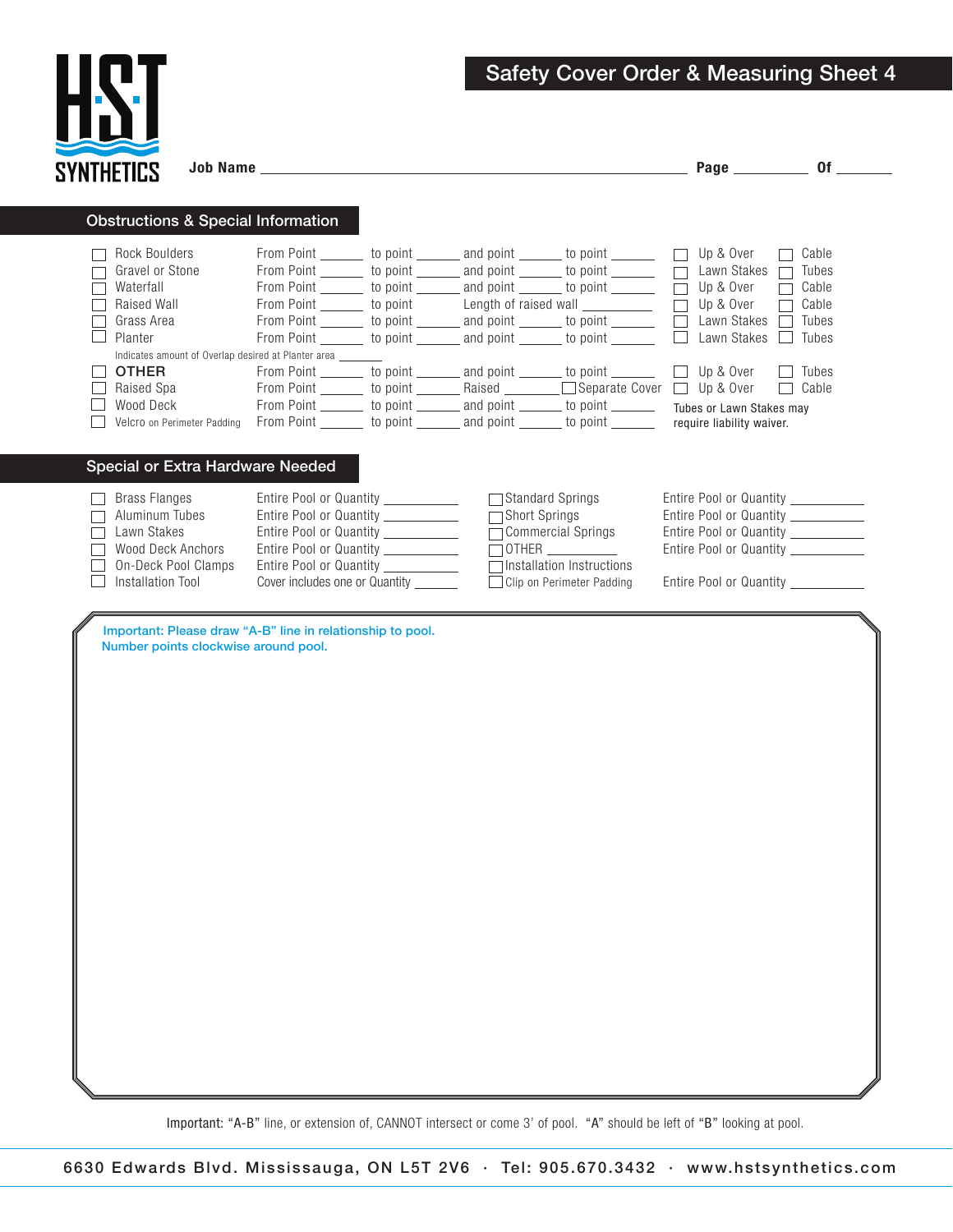HST SYNTHETICS

# Safety Cover Order & Measuring Sheet 4

Job Name ______________________________ Page ________ Of ________

## Obstructions & Special Information

| | | | | | | |
|---|---|---|---|---|---|---|
| ☐ Rock Boulders | From Point ______ | to point ______ | and point ______ | to point ______ | ☐ Up & Over | ☐ Cable |
| ☐ Gravel or Stone | From Point ______ | to point ______ | and point ______ | to point ______ | ☐ Lawn Stakes | ☐ Tubes |
| ☐ Waterfall | From Point ______ | to point ______ | and point ______ | to point ______ | ☐ Up & Over | ☐ Cable |
| ☐ Raised Wall | From Point ______ | to point | Length of raised wall ________ | | ☐ Up & Over | ☐ Cable |
| ☐ Grass Area | From Point ______ | to point ______ | and point ______ | to point ______ | ☐ Lawn Stakes | ☐ Tubes |
| ☐ Planter | From Point ______ | to point ______ | and point ______ | to point ______ | ☐ Lawn Stakes | ☐ Tubes |
| Indicates amount of Overlap desired at Planter area ______ | | | | | | |
| ☐ **OTHER** | From Point ______ | to point ______ | and point ______ | to point ______ | ☐ Up & Over | ☐ Tubes |
| ☐ Raised Spa | From Point ______ | to point ______ | Raised ______ | ☐ Separate Cover | ☐ Up & Over | ☐ Cable |
| ☐ Wood Deck | From Point ______ | to point ______ | and point ______ | to point ______ | Tubes or Lawn Stakes may require liability waiver. | |
| ☐ Velcro on Perimeter Padding | From Point ______ | to point ______ | and point ______ | to point ______ | | |

## Special or Extra Hardware Needed

| | | | |
|---|---|---|---|
| ☐ Brass Flanges | Entire Pool or Quantity ________ | ☐ Standard Springs | Entire Pool or Quantity ________ |
| ☐ Aluminum Tubes | Entire Pool or Quantity ________ | ☐ Short Springs | Entire Pool or Quantity ________ |
| ☐ Lawn Stakes | Entire Pool or Quantity ________ | ☐ Commercial Springs | Entire Pool or Quantity ________ |
| ☐ Wood Deck Anchors | Entire Pool or Quantity ________ | ☐ OTHER ________ | Entire Pool or Quantity ________ |
| ☐ On-Deck Pool Clamps | Entire Pool or Quantity ________ | ☐ Installation Instructions | |
| ☐ Installation Tool | Cover includes one or Quantity ______ | ☐ Clip on Perimeter Padding | Entire Pool or Quantity ________ |

**Important: Please draw "A-B" line in relationship to pool.**
**Number points clockwise around pool.**

Important: "A-B" line, or extension of, CANNOT intersect or come 3' of pool. "A" should be left of "B" looking at pool.

6630 Edwards Blvd. Mississauga, ON L5T 2V6 · Tel: 905.670.3432 · www.hstsynthetics.com